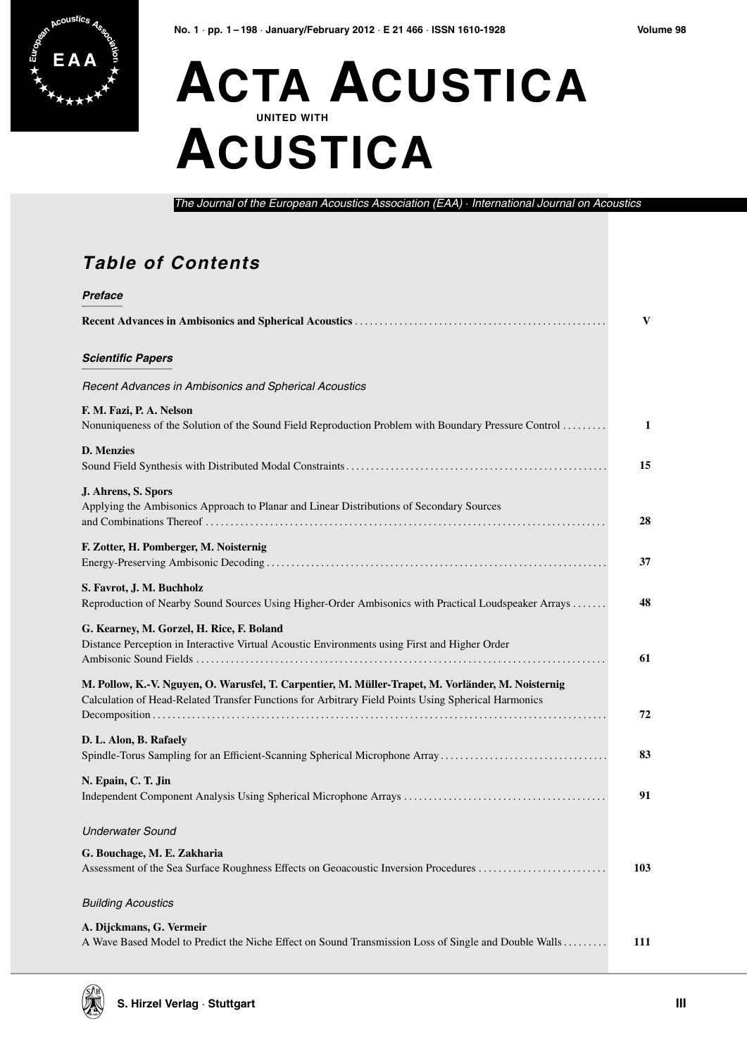# ACTA ACUSTICA UNITED WITH ACUSTICA

*The Journal of the European Acoustics Association (EAA) · International Journal on Acoustics*

## *Table of Contents*

### *Preface*

**Recent Advances in Ambisonics and Spherical Acoustics** .......... **V**

### *Scientific Papers*

*Recent Advances in Ambisonics and Spherical Acoustics*

**F. M. Fazi, P. A. Nelson**
Nonuniqueness of the Solution of the Sound Field Reproduction Problem with Boundary Pressure Control .......... **1**

**D. Menzies**
Sound Field Synthesis with Distributed Modal Constraints .......... **15**

**J. Ahrens, S. Spors**
Applying the Ambisonics Approach to Planar and Linear Distributions of Secondary Sources and Combinations Thereof .......... **28**

**F. Zotter, H. Pomberger, M. Noisternig**
Energy-Preserving Ambisonic Decoding .......... **37**

**S. Favrot, J. M. Buchholz**
Reproduction of Nearby Sound Sources Using Higher-Order Ambisonics with Practical Loudspeaker Arrays .......... **48**

**G. Kearney, M. Gorzel, H. Rice, F. Boland**
Distance Perception in Interactive Virtual Acoustic Environments using First and Higher Order Ambisonic Sound Fields .......... **61**

**M. Pollow, K.-V. Nguyen, O. Warusfel, T. Carpentier, M. Müller-Trapet, M. Vorländer, M. Noisternig**
Calculation of Head-Related Transfer Functions for Arbitrary Field Points Using Spherical Harmonics Decomposition .......... **72**

**D. L. Alon, B. Rafaely**
Spindle-Torus Sampling for an Efficient-Scanning Spherical Microphone Array .......... **83**

**N. Epain, C. T. Jin**
Independent Component Analysis Using Spherical Microphone Arrays .......... **91**

*Underwater Sound*

**G. Bouchage, M. E. Zakharia**
Assessment of the Sea Surface Roughness Effects on Geoacoustic Inversion Procedures .......... **103**

*Building Acoustics*

**A. Dijckmans, G. Vermeir**
A Wave Based Model to Predict the Niche Effect on Sound Transmission Loss of Single and Double Walls .......... **111**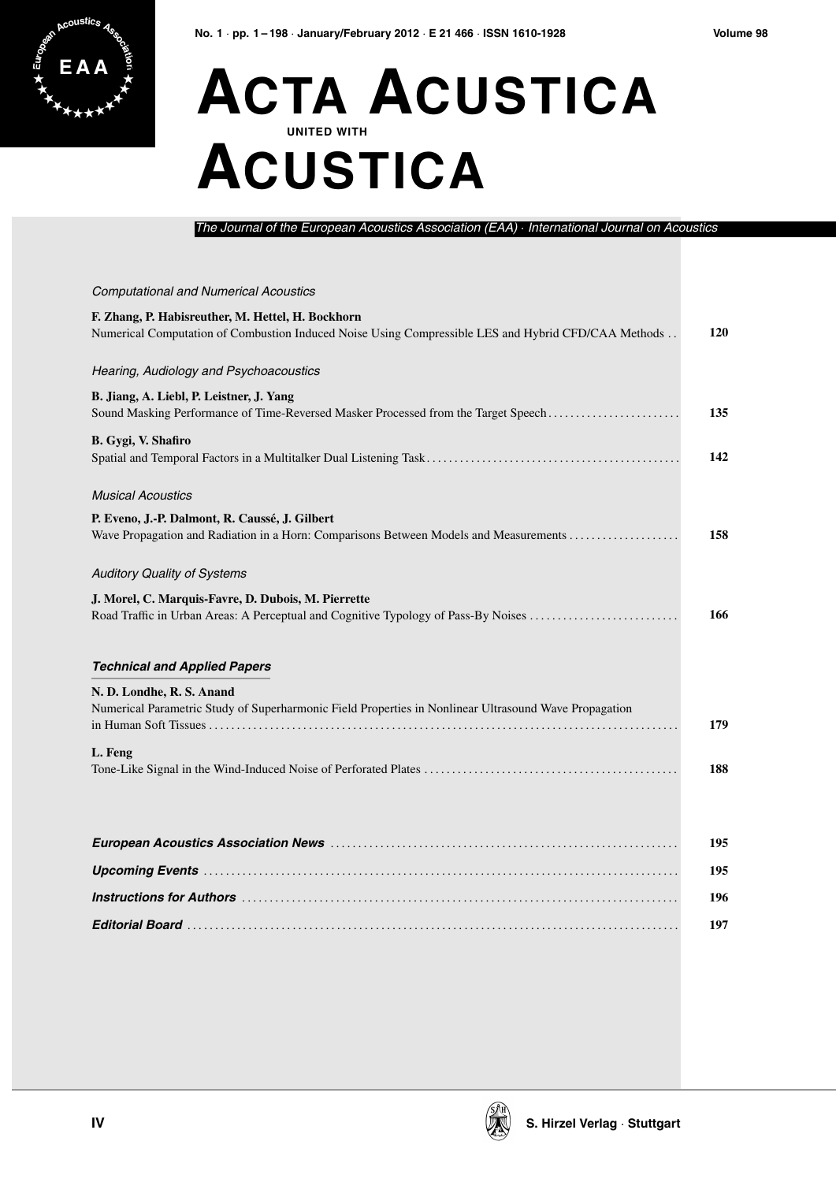# ACTA ACUSTICA UNITED WITH ACUSTICA

*The Journal of the European Acoustics Association (EAA) · International Journal on Acoustics*

*Computational and Numerical Acoustics*

**F. Zhang, P. Habisreuther, M. Hettel, H. Bockhorn**
Numerical Computation of Combustion Induced Noise Using Compressible LES and Hybrid CFD/CAA Methods . . **120**

*Hearing, Audiology and Psychoacoustics*

**B. Jiang, A. Liebl, P. Leistner, J. Yang**
Sound Masking Performance of Time-Reversed Masker Processed from the Target Speech . . . . . . . . . . . . . . . . . . . . . . . . **135**

**B. Gygi, V. Shafiro**
Spatial and Temporal Factors in a Multitalker Dual Listening Task . . . . . . . . . . . . . . . . . . . . . . . . . . . . . . . . . . . . . . . . . . . . . **142**

*Musical Acoustics*

**P. Eveno, J.-P. Dalmont, R. Caussé, J. Gilbert**
Wave Propagation and Radiation in a Horn: Comparisons Between Models and Measurements . . . . . . . . . . . . . . . . . . . . **158**

*Auditory Quality of Systems*

**J. Morel, C. Marquis-Favre, D. Dubois, M. Pierrette**
Road Traffic in Urban Areas: A Perceptual and Cognitive Typology of Pass-By Noises . . . . . . . . . . . . . . . . . . . . . . . . . . . **166**

***Technical and Applied Papers***

**N. D. Londhe, R. S. Anand**
Numerical Parametric Study of Superharmonic Field Properties in Nonlinear Ultrasound Wave Propagation in Human Soft Tissues . . . . . . . . . . . . . . . . . . . . . . . . . . . . . . . . . . . . . . . . . . . . . . . . . . . . . . . . . . . . . . . . . . . . . . . . . . . . . . . . . **179**

**L. Feng**
Tone-Like Signal in the Wind-Induced Noise of Perforated Plates . . . . . . . . . . . . . . . . . . . . . . . . . . . . . . . . . . . . . . . . . . . . . **188**

***European Acoustics Association News*** . . . . . . . . . . . . . . . . . . . . . . . . . . . . . . . . . . . . . . . . . . . . . . . . . . . . . . . . . . . . . **195**

***Upcoming Events*** . . . . . . . . . . . . . . . . . . . . . . . . . . . . . . . . . . . . . . . . . . . . . . . . . . . . . . . . . . . . . . . . . . . . . . . . . . . . . . . . . . **195**

***Instructions for Authors*** . . . . . . . . . . . . . . . . . . . . . . . . . . . . . . . . . . . . . . . . . . . . . . . . . . . . . . . . . . . . . . . . . . . . . . . . . . . . **196**

***Editorial Board*** . . . . . . . . . . . . . . . . . . . . . . . . . . . . . . . . . . . . . . . . . . . . . . . . . . . . . . . . . . . . . . . . . . . . . . . . . . . . . . . . . . . . **197**

**S. Hirzel Verlag · Stuttgart**